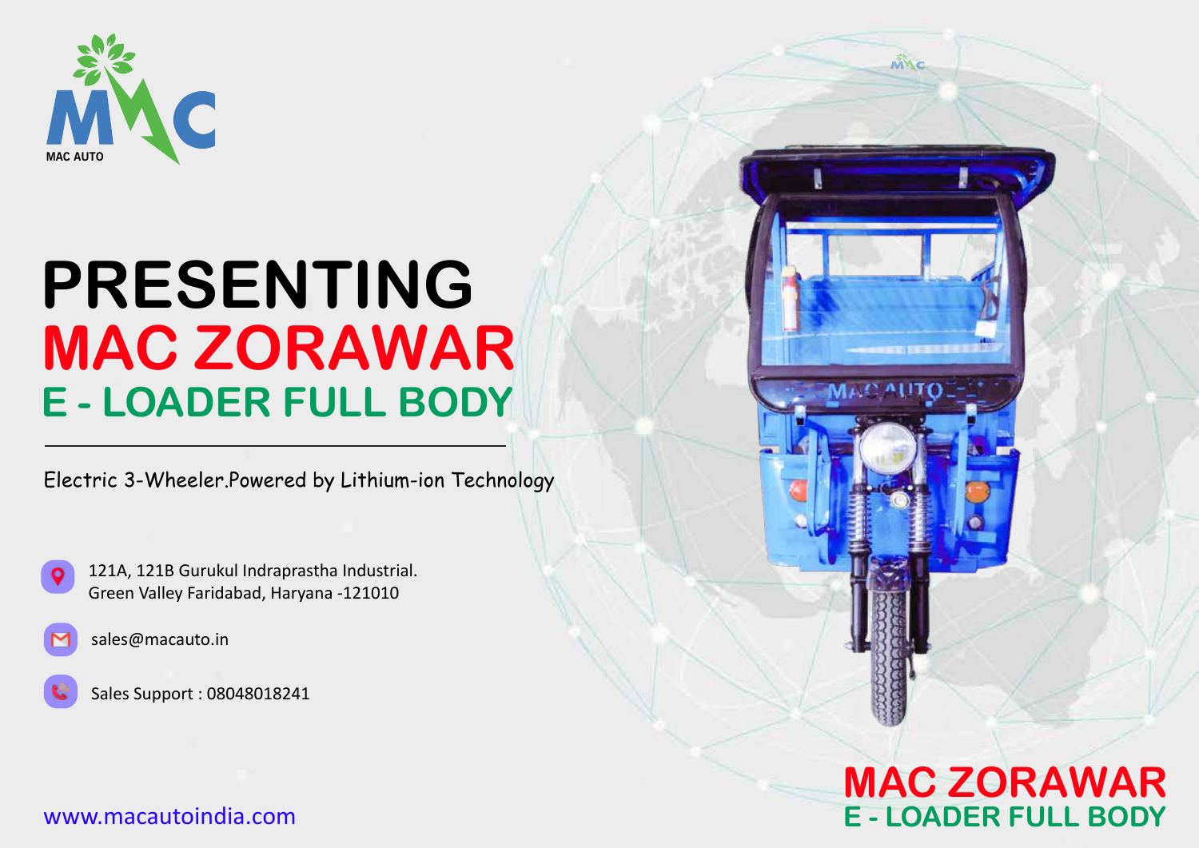MAC AUTO

# PRESENTING
# MAC ZORAWAR
## E - LOADER FULL BODY

---

Electric 3-Wheeler.Powered by Lithium-ion Technology

121A, 121B Gurukul Indraprastha Industrial.
Green Valley Faridabad, Haryana -121010

sales@macauto.in

Sales Support : 08048018241

www.macautoindia.com

**MAC ZORAWAR**
**E - LOADER FULL BODY**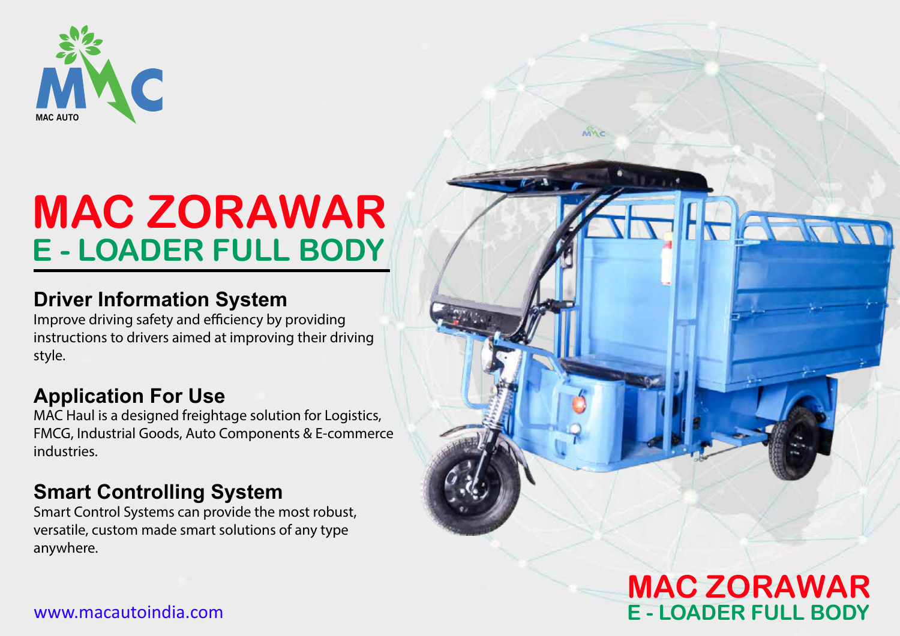MAC AUTO

# MAC ZORAWAR

## E - LOADER FULL BODY

### Driver Information System

Improve driving safety and efficiency by providing instructions to drivers aimed at improving their driving style.

### Application For Use

MAC Haul is a designed freightage solution for Logistics, FMCG, Industrial Goods, Auto Components & E-commerce industries.

### Smart Controlling System

Smart Control Systems can provide the most robust, versatile, custom made smart solutions of any type anywhere.

www.macautoindia.com

MAC ZORAWAR

E - LOADER FULL BODY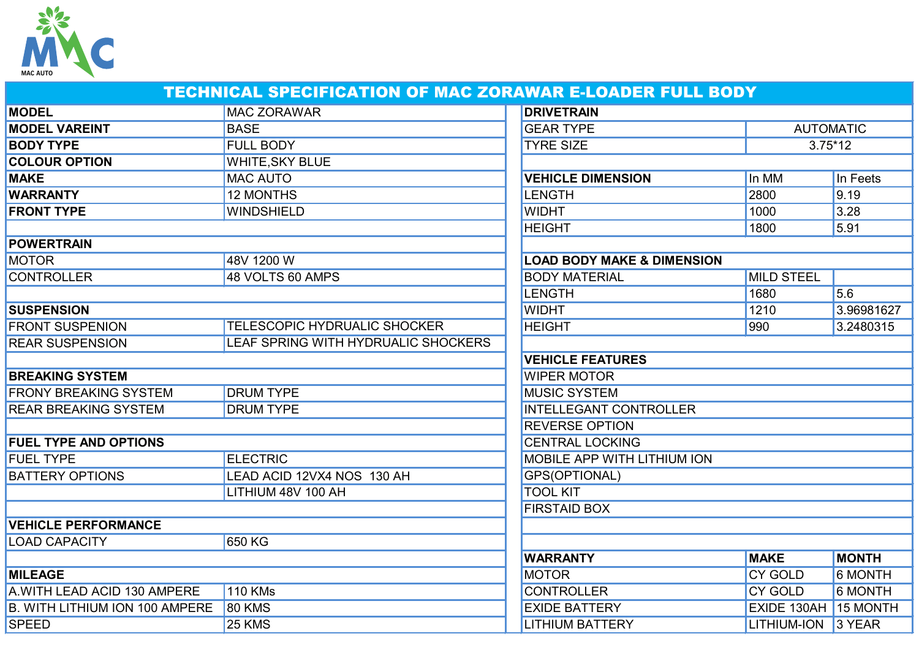MAC AUTO

# TECHNICAL SPECIFICATION OF MAC ZORAWAR E-LOADER FULL BODY

| | |
|---|---|
| **MODEL** | MAC ZORAWAR |
| **MODEL VAREINT** | BASE |
| **BODY TYPE** | FULL BODY |
| **COLOUR OPTION** | WHITE,SKY BLUE |
| **MAKE** | MAC AUTO |
| **WARRANTY** | 12 MONTHS |
| **FRONT TYPE** | WINDSHIELD |
| | |
| **POWERTRAIN** | |
| MOTOR | 48V 1200 W |
| CONTROLLER | 48 VOLTS 60 AMPS |
| | |
| **SUSPENSION** | |
| FRONT SUSPENION | TELESCOPIC HYDRUALIC SHOCKER |
| REAR SUSPENSION | LEAF SPRING WITH HYDRUALIC SHOCKERS |
| | |
| **BREAKING SYSTEM** | |
| FRONY BREAKING SYSTEM | DRUM TYPE |
| REAR BREAKING SYSTEM | DRUM TYPE |
| | |
| **FUEL TYPE AND OPTIONS** | |
| FUEL TYPE | ELECTRIC |
| BATTERY OPTIONS | LEAD ACID 12VX4 NOS 130 AH |
| | LITHIUM 48V 100 AH |
| | |
| **VEHICLE PERFORMANCE** | |
| LOAD CAPACITY | 650 KG |
| | |
| **MILEAGE** | |
| A.WITH LEAD ACID 130 AMPERE | 110 KMs |
| B. WITH LITHIUM ION 100 AMPERE | 80 KMS |
| SPEED | 25 KMS |

| | | |
|---|---|---|
| **DRIVETRAIN** | | |
| GEAR TYPE | AUTOMATIC | |
| TYRE SIZE | 3.75*12 | |
| | | |
| **VEHICLE DIMENSION** | In MM | In Feets |
| LENGTH | 2800 | 9.19 |
| WIDHT | 1000 | 3.28 |
| HEIGHT | 1800 | 5.91 |
| | | |
| **LOAD BODY MAKE & DIMENSION** | | |
| BODY MATERIAL | MILD STEEL | |
| LENGTH | 1680 | 5.6 |
| WIDHT | 1210 | 3.96981627 |
| HEIGHT | 990 | 3.2480315 |
| | | |
| **VEHICLE FEATURES** | | |
| WIPER MOTOR | | |
| MUSIC SYSTEM | | |
| INTELLEGANT CONTROLLER | | |
| REVERSE OPTION | | |
| CENTRAL LOCKING | | |
| MOBILE APP WITH LITHIUM ION | | |
| GPS(OPTIONAL) | | |
| TOOL KIT | | |
| FIRSTAID BOX | | |
| | | |
| | | |
| **WARRANTY** | **MAKE** | **MONTH** |
| MOTOR | CY GOLD | 6 MONTH |
| CONTROLLER | CY GOLD | 6 MONTH |
| EXIDE BATTERY | EXIDE 130AH | 15 MONTH |
| LITHIUM BATTERY | LITHIUM-ION | 3 YEAR |